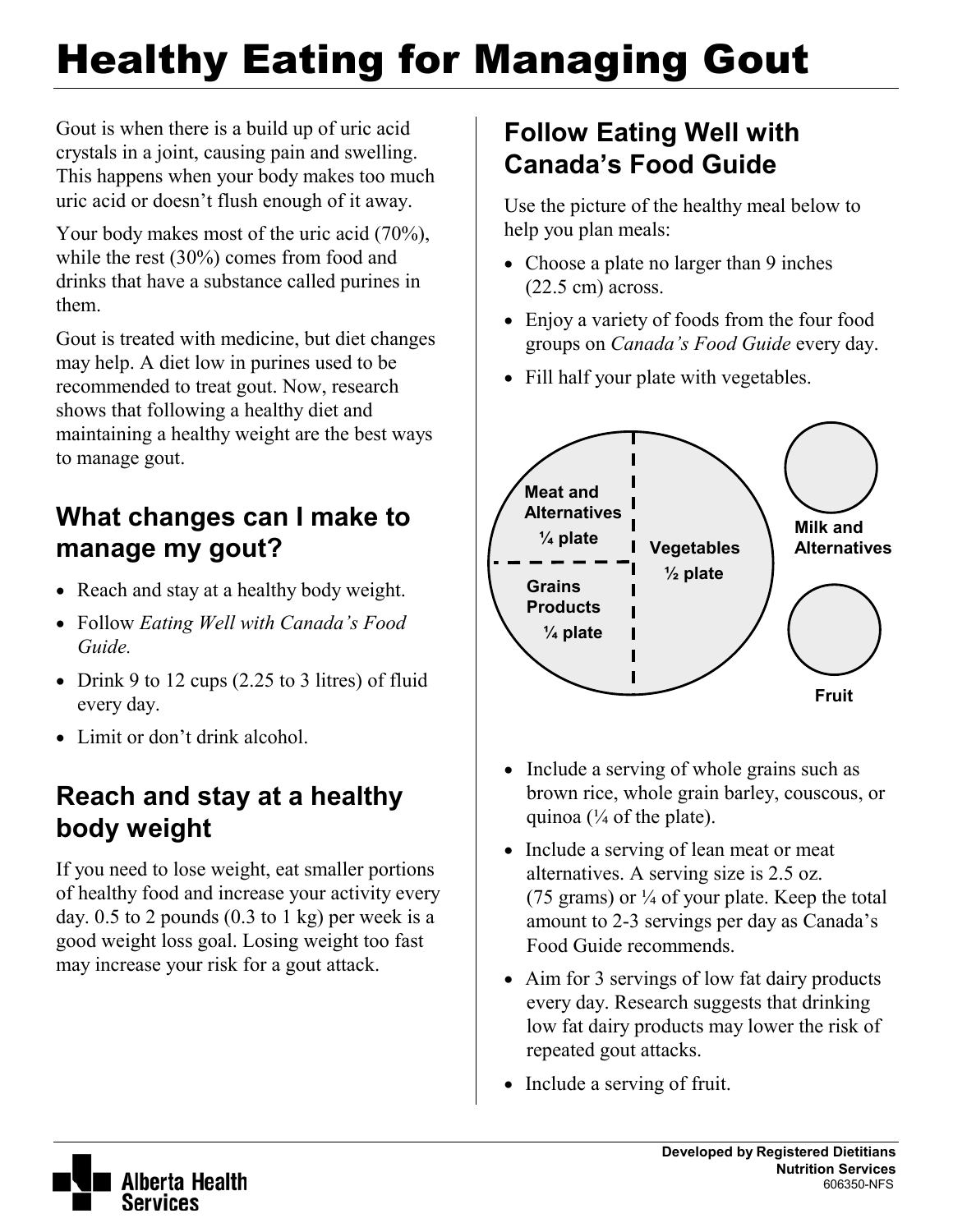# Healthy Eating for Managing Gout

Gout is when there is a build up of uric acid crystals in a joint, causing pain and swelling. This happens when your body makes too much uric acid or doesn't flush enough of it away.

Your body makes most of the uric acid (70%), while the rest (30%) comes from food and drinks that have a substance called purines in them.

Gout is treated with medicine, but diet changes may help. A diet low in purines used to be recommended to treat gout. Now, research shows that following a healthy diet and maintaining a healthy weight are the best ways to manage gout.

## What changes can I make to manage my gout?

- Reach and stay at a healthy body weight.
- Follow *Eating Well with Canada's Food Guide.*
- Drink 9 to 12 cups (2.25 to 3 litres) of fluid every day.
- Limit or don't drink alcohol.

## Reach and stay at a healthy body weight

If you need to lose weight, eat smaller portions of healthy food and increase your activity every day. 0.5 to 2 pounds (0.3 to 1 kg) per week is a good weight loss goal. Losing weight too fast may increase your risk for a gout attack.

## Follow Eating Well with Canada's Food Guide

Use the picture of the healthy meal below to help you plan meals:

- Choose a plate no larger than 9 inches (22.5 cm) across.
- Enjoy a variety of foods from the four food groups on *Canada's Food Guide* every day.
- Fill half your plate with vegetables.

Meat and Alternatives ¼ plate

Grains Products ¼ plate

Vegetables ½ plate

Milk and Alternatives

Fruit

- Include a serving of whole grains such as brown rice, whole grain barley, couscous, or quinoa (¼ of the plate).
- Include a serving of lean meat or meat alternatives. A serving size is 2.5 oz. (75 grams) or ¼ of your plate. Keep the total amount to 2-3 servings per day as Canada's Food Guide recommends.
- Aim for 3 servings of low fat dairy products every day. Research suggests that drinking low fat dairy products may lower the risk of repeated gout attacks.
- Include a serving of fruit.

**Developed by Registered Dietitians**
**Nutrition Services**
606350-NFS

Alberta Health Services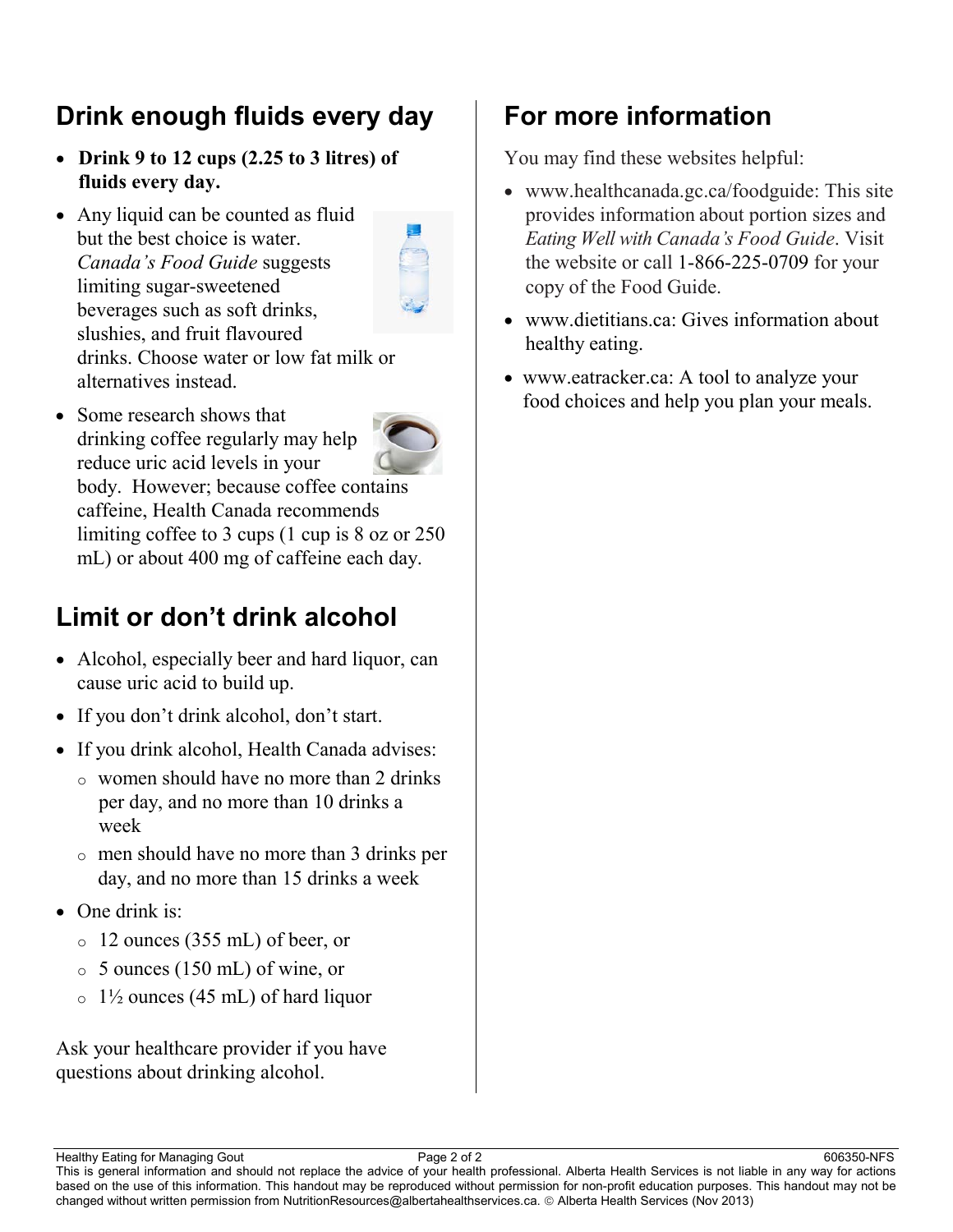## Drink enough fluids every day

- **Drink 9 to 12 cups (2.25 to 3 litres) of fluids every day.**
- Any liquid can be counted as fluid but the best choice is water. *Canada's Food Guide* suggests limiting sugar-sweetened beverages such as soft drinks, slushies, and fruit flavoured drinks. Choose water or low fat milk or alternatives instead.
- Some research shows that drinking coffee regularly may help reduce uric acid levels in your body. However; because coffee contains caffeine, Health Canada recommends limiting coffee to 3 cups (1 cup is 8 oz or 250 mL) or about 400 mg of caffeine each day.

## Limit or don't drink alcohol

- Alcohol, especially beer and hard liquor, can cause uric acid to build up.
- If you don't drink alcohol, don't start.
- If you drink alcohol, Health Canada advises:
  - women should have no more than 2 drinks per day, and no more than 10 drinks a week
  - men should have no more than 3 drinks per day, and no more than 15 drinks a week
- One drink is:
  - 12 ounces (355 mL) of beer, or
  - 5 ounces (150 mL) of wine, or
  - 1½ ounces (45 mL) of hard liquor

Ask your healthcare provider if you have questions about drinking alcohol.

## For more information

You may find these websites helpful:

- www.healthcanada.gc.ca/foodguide: This site provides information about portion sizes and *Eating Well with Canada's Food Guide*. Visit the website or call 1-866-225-0709 for your copy of the Food Guide.
- www.dietitians.ca: Gives information about healthy eating.
- www.eatracker.ca: A tool to analyze your food choices and help you plan your meals.

This is general information and should not replace the advice of your health professional. Alberta Health Services is not liable in any way for actions based on the use of this information. This handout may be reproduced without permission for non-profit education purposes. This handout may not be changed without written permission from NutritionResources@albertahealthservices.ca. © Alberta Health Services (Nov 2013)